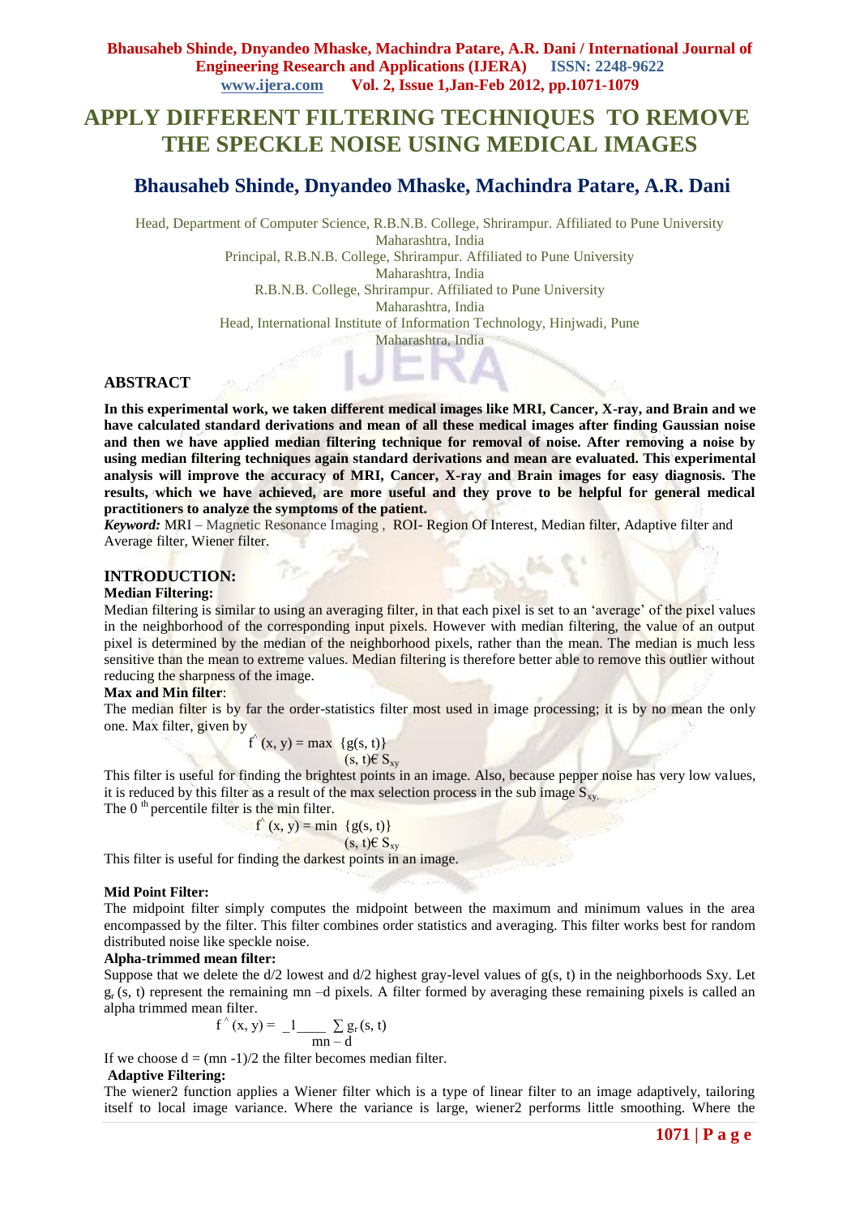# APPLY DIFFERENT FILTERING TECHNIQUES TO REMOVE THE SPECKLE NOISE USING MEDICAL IMAGES

## Bhausaheb Shinde, Dnyandeo Mhaske, Machindra Patare, A.R. Dani

Head, Department of Computer Science, R.B.N.B. College, Shrirampur. Affiliated to Pune University
Maharashtra, India
Principal, R.B.N.B. College, Shrirampur. Affiliated to Pune University
Maharashtra, India
R.B.N.B. College, Shrirampur. Affiliated to Pune University
Maharashtra, India
Head, International Institute of Information Technology, Hinjwadi, Pune
Maharashtra, India

### ABSTRACT

**In this experimental work, we taken different medical images like MRI, Cancer, X-ray, and Brain and we have calculated standard derivations and mean of all these medical images after finding Gaussian noise and then we have applied median filtering technique for removal of noise. After removing a noise by using median filtering techniques again standard derivations and mean are evaluated. This experimental analysis will improve the accuracy of MRI, Cancer, X-ray and Brain images for easy diagnosis. The results, which we have achieved, are more useful and they prove to be helpful for general medical practitioners to analyze the symptoms of the patient.**

***Keyword:*** MRI – Magnetic Resonance Imaging , ROI- Region Of Interest, Median filter, Adaptive filter and Average filter, Wiener filter.

### INTRODUCTION:

**Median Filtering:**

Median filtering is similar to using an averaging filter, in that each pixel is set to an 'average' of the pixel values in the neighborhood of the corresponding input pixels. However with median filtering, the value of an output pixel is determined by the median of the neighborhood pixels, rather than the mean. The median is much less sensitive than the mean to extreme values. Median filtering is therefore better able to remove this outlier without reducing the sharpness of the image.

**Max and Min filter**:

The median filter is by far the order-statistics filter most used in image processing; it is by no mean the only one. Max filter, given by

$$\hat{f}(x, y) = \max_{(s,t) \in S_{xy}} \{g(s, t)\}$$

This filter is useful for finding the brightest points in an image. Also, because pepper noise has very low values, it is reduced by this filter as a result of the max selection process in the sub image $S_{xy}$.

The 0[th] percentile filter is the min filter.

$$\hat{f}(x, y) = \min_{(s,t) \in S_{xy}} \{g(s, t)\}$$

This filter is useful for finding the darkest points in an image.

**Mid Point Filter:**

The midpoint filter simply computes the midpoint between the maximum and minimum values in the area encompassed by the filter. This filter combines order statistics and averaging. This filter works best for random distributed noise like speckle noise.

**Alpha-trimmed mean filter:**

Suppose that we delete the d/2 lowest and d/2 highest gray-level values of g(s, t) in the neighborhoods Sxy. Let $g_r(s, t)$ represent the remaining mn –d pixels. A filter formed by averaging these remaining pixels is called an alpha trimmed mean filter.

$$\hat{f}(x, y) = \frac{1}{mn - d} \sum g_r(s, t)$$

If we choose d = (mn -1)/2 the filter becomes median filter.

**Adaptive Filtering:**

The wiener2 function applies a Wiener filter which is a type of linear filter to an image adaptively, tailoring itself to local image variance. Where the variance is large, wiener2 performs little smoothing. Where the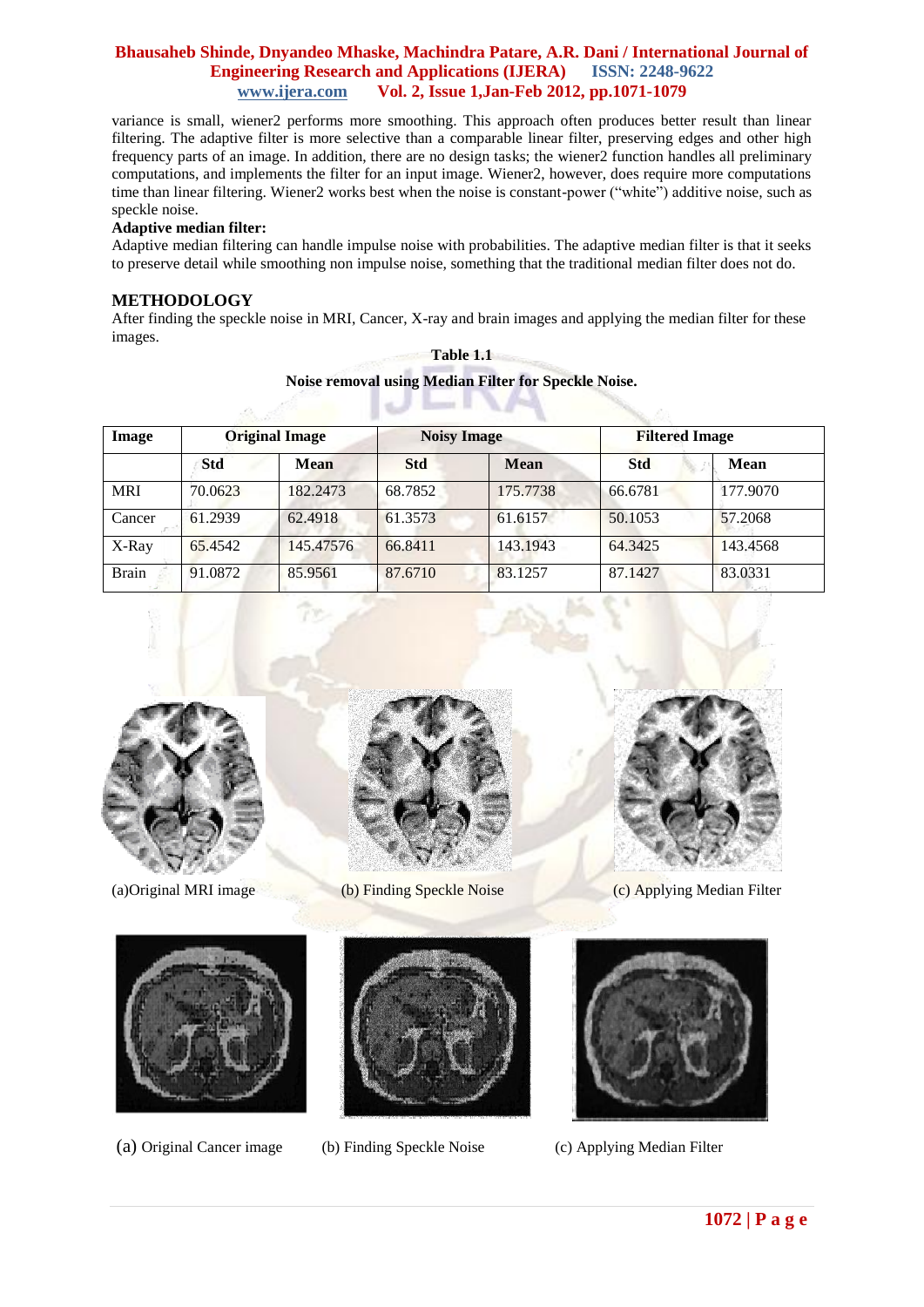variance is small, wiener2 performs more smoothing. This approach often produces better result than linear filtering. The adaptive filter is more selective than a comparable linear filter, preserving edges and other high frequency parts of an image. In addition, there are no design tasks; the wiener2 function handles all preliminary computations, and implements the filter for an input image. Wiener2, however, does require more computations time than linear filtering. Wiener2 works best when the noise is constant-power ("white") additive noise, such as speckle noise.

**Adaptive median filter:**

Adaptive median filtering can handle impulse noise with probabilities. The adaptive median filter is that it seeks to preserve detail while smoothing non impulse noise, something that the traditional median filter does not do.

## METHODOLOGY

After finding the speckle noise in MRI, Cancer, X-ray and brain images and applying the median filter for these images.

**Table 1.1**

**Noise removal using Median Filter for Speckle Noise.**

| Image | Original Image | | Noisy Image | | Filtered Image | |
|---|---|---|---|---|---|---|
| | Std | Mean | Std | Mean | Std | Mean |
| MRI | 70.0623 | 182.2473 | 68.7852 | 175.7738 | 66.6781 | 177.9070 |
| Cancer | 61.2939 | 62.4918 | 61.3573 | 61.6157 | 50.1053 | 57.2068 |
| X-Ray | 65.4542 | 145.47576 | 66.8411 | 143.1943 | 64.3425 | 143.4568 |
| Brain | 91.0872 | 85.9561 | 87.6710 | 83.1257 | 87.1427 | 83.0331 |

(a)Original MRI image (b) Finding Speckle Noise (c) Applying Median Filter

(a) Original Cancer image (b) Finding Speckle Noise (c) Applying Median Filter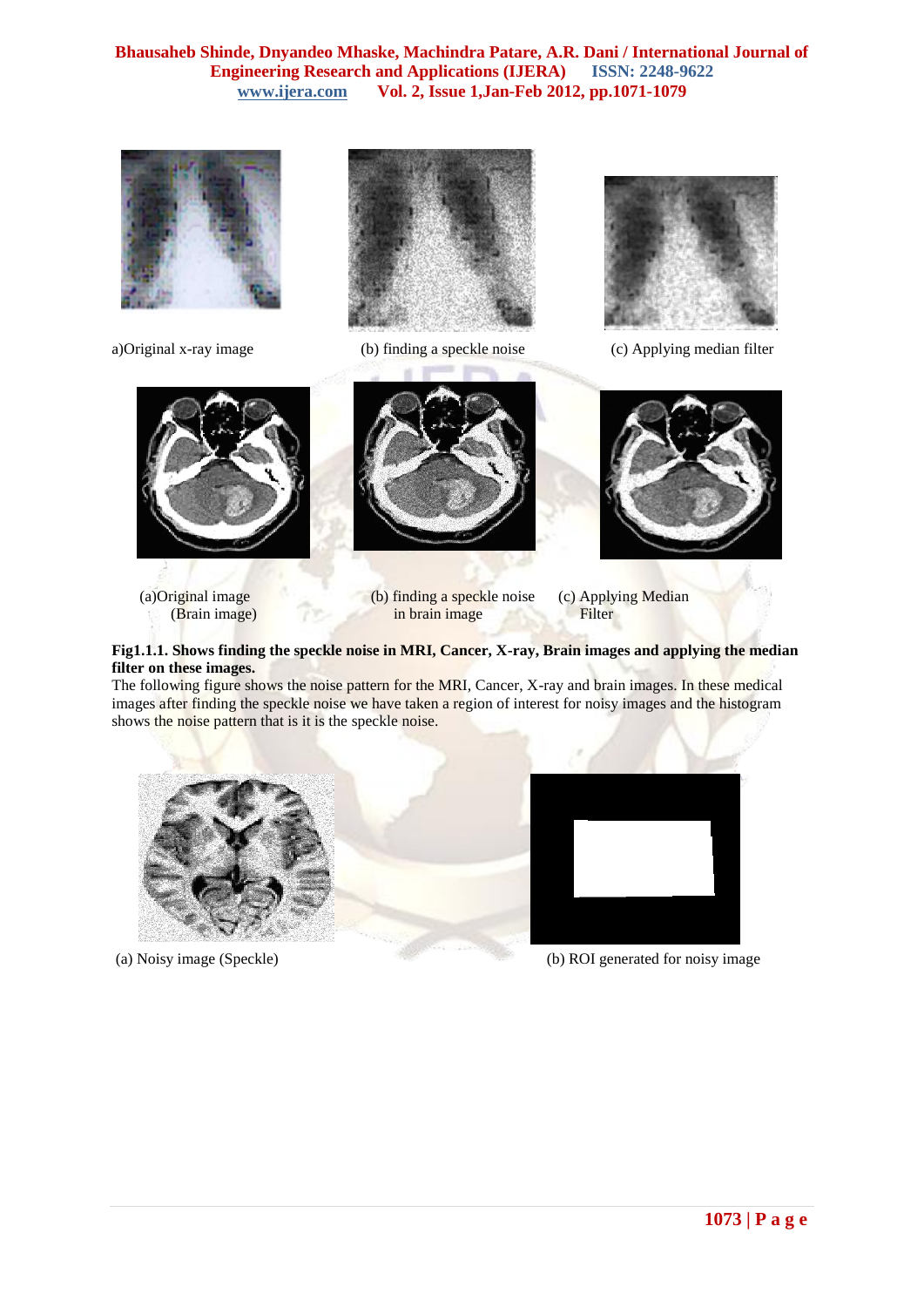a)Original x-ray image

(b) finding a speckle noise

(c) Applying median filter

(a)Original image (Brain image)

(b) finding a speckle noise in brain image

(c) Applying Median Filter

**Fig1.1.1. Shows finding the speckle noise in MRI, Cancer, X-ray, Brain images and applying the median filter on these images.**

The following figure shows the noise pattern for the MRI, Cancer, X-ray and brain images. In these medical images after finding the speckle noise we have taken a region of interest for noisy images and the histogram shows the noise pattern that is it is the speckle noise.

(a) Noisy image (Speckle)

(b) ROI generated for noisy image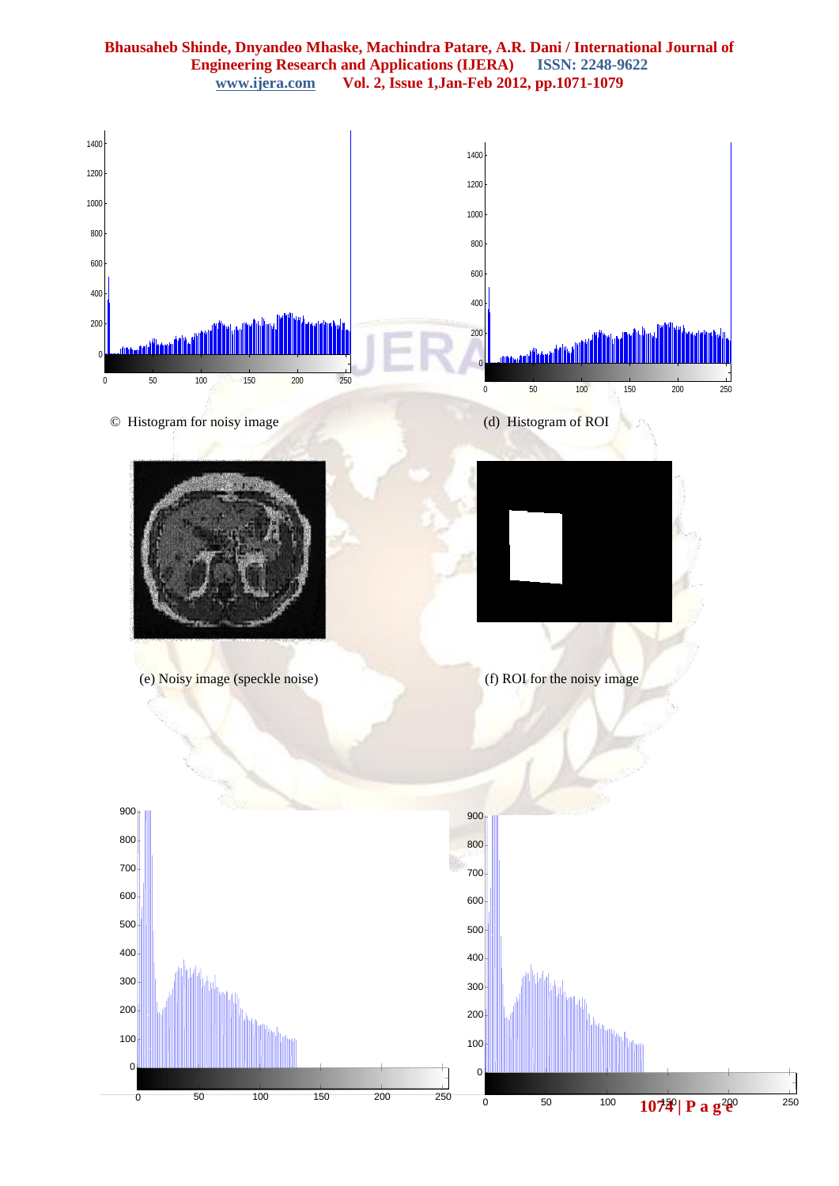© Histogram for noisy image

(d) Histogram of ROI

(e) Noisy image (speckle noise)

(f) ROI for the noisy image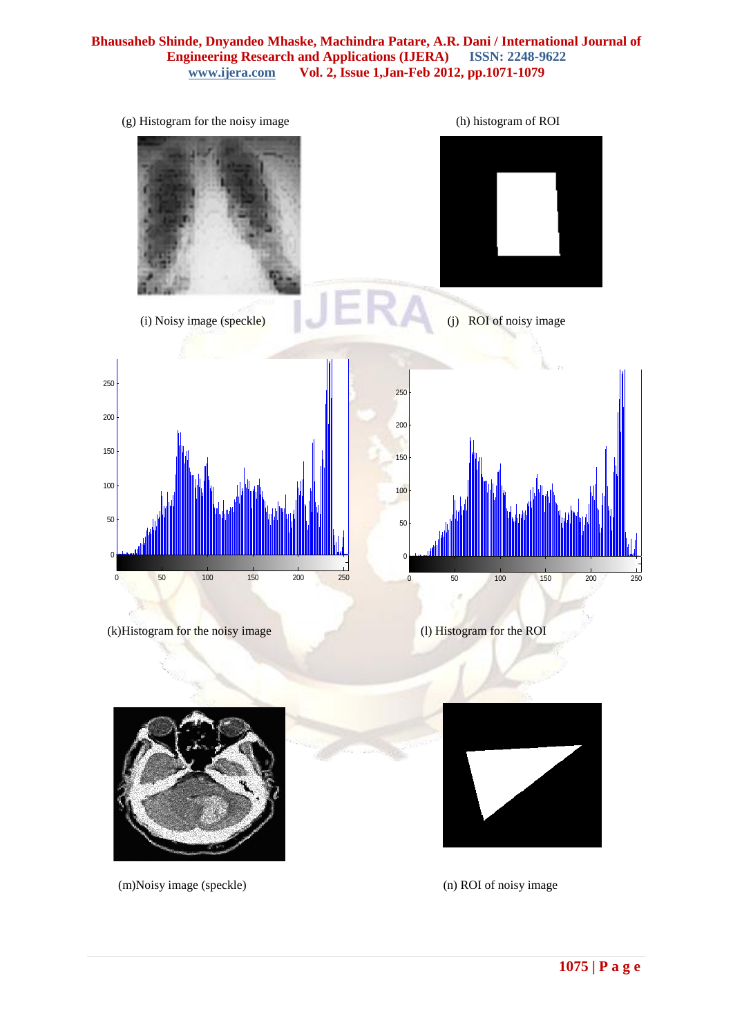(g) Histogram for the noisy image

(h) histogram of ROI

(i) Noisy image (speckle)

(j) ROI of noisy image

(k)Histogram for the noisy image

(l) Histogram for the ROI

(m)Noisy image (speckle)

(n) ROI of noisy image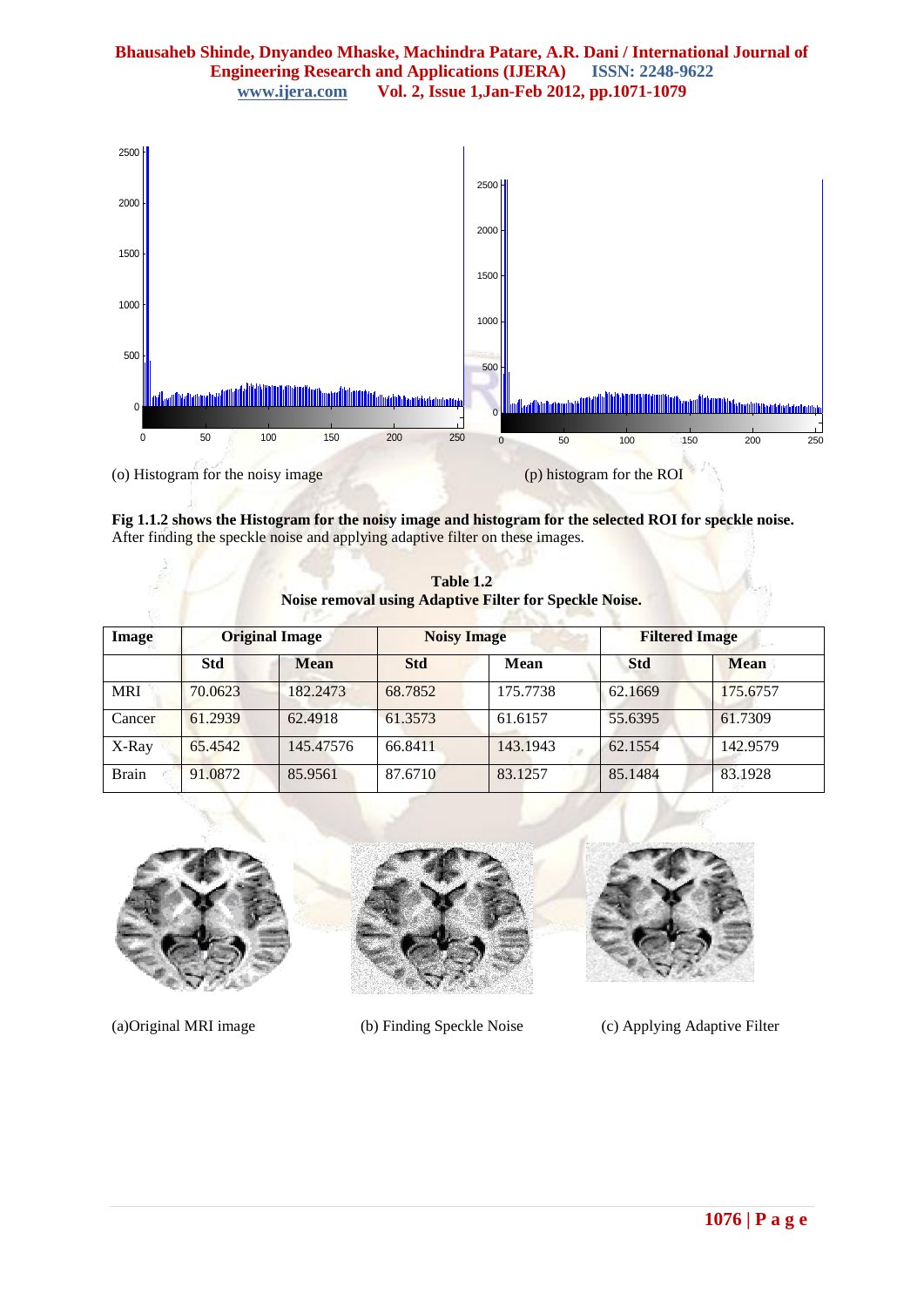(o) Histogram for the noisy image

(p) histogram for the ROI

**Fig 1.1.2 shows the Histogram for the noisy image and histogram for the selected ROI for speckle noise.** After finding the speckle noise and applying adaptive filter on these images.

**Table 1.2**
**Noise removal using Adaptive Filter for Speckle Noise.**

| Image | Original Image | | Noisy Image | | Filtered Image | |
|---|---|---|---|---|---|---|
| | Std | Mean | Std | Mean | Std | Mean |
| MRI | 70.0623 | 182.2473 | 68.7852 | 175.7738 | 62.1669 | 175.6757 |
| Cancer | 61.2939 | 62.4918 | 61.3573 | 61.6157 | 55.6395 | 61.7309 |
| X-Ray | 65.4542 | 145.47576 | 66.8411 | 143.1943 | 62.1554 | 142.9579 |
| Brain | 91.0872 | 85.9561 | 87.6710 | 83.1257 | 85.1484 | 83.1928 |

(a)Original MRI image

(b) Finding Speckle Noise

(c) Applying Adaptive Filter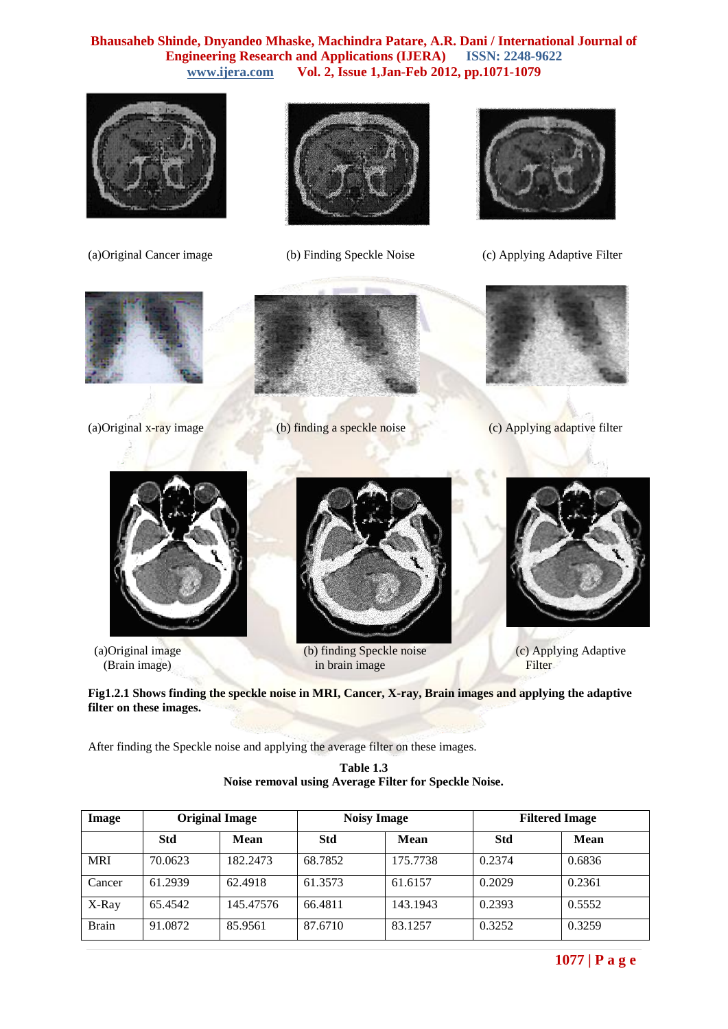(a)Original Cancer image

(b) Finding Speckle Noise

(c) Applying Adaptive Filter

(a)Original x-ray image

(b) finding a speckle noise

(c) Applying adaptive filter

(a)Original image (Brain image)

(b) finding Speckle noise in brain image

(c) Applying Adaptive Filter

**Fig1.2.1 Shows finding the speckle noise in MRI, Cancer, X-ray, Brain images and applying the adaptive filter on these images.**

After finding the Speckle noise and applying the average filter on these images.

**Table 1.3**
**Noise removal using Average Filter for Speckle Noise.**

| Image | Original Image | | Noisy Image | | Filtered Image | |
|---|---|---|---|---|---|---|
| | **Std** | **Mean** | **Std** | **Mean** | **Std** | **Mean** |
| MRI | 70.0623 | 182.2473 | 68.7852 | 175.7738 | 0.2374 | 0.6836 |
| Cancer | 61.2939 | 62.4918 | 61.3573 | 61.6157 | 0.2029 | 0.2361 |
| X-Ray | 65.4542 | 145.47576 | 66.4811 | 143.1943 | 0.2393 | 0.5552 |
| Brain | 91.0872 | 85.9561 | 87.6710 | 83.1257 | 0.3252 | 0.3259 |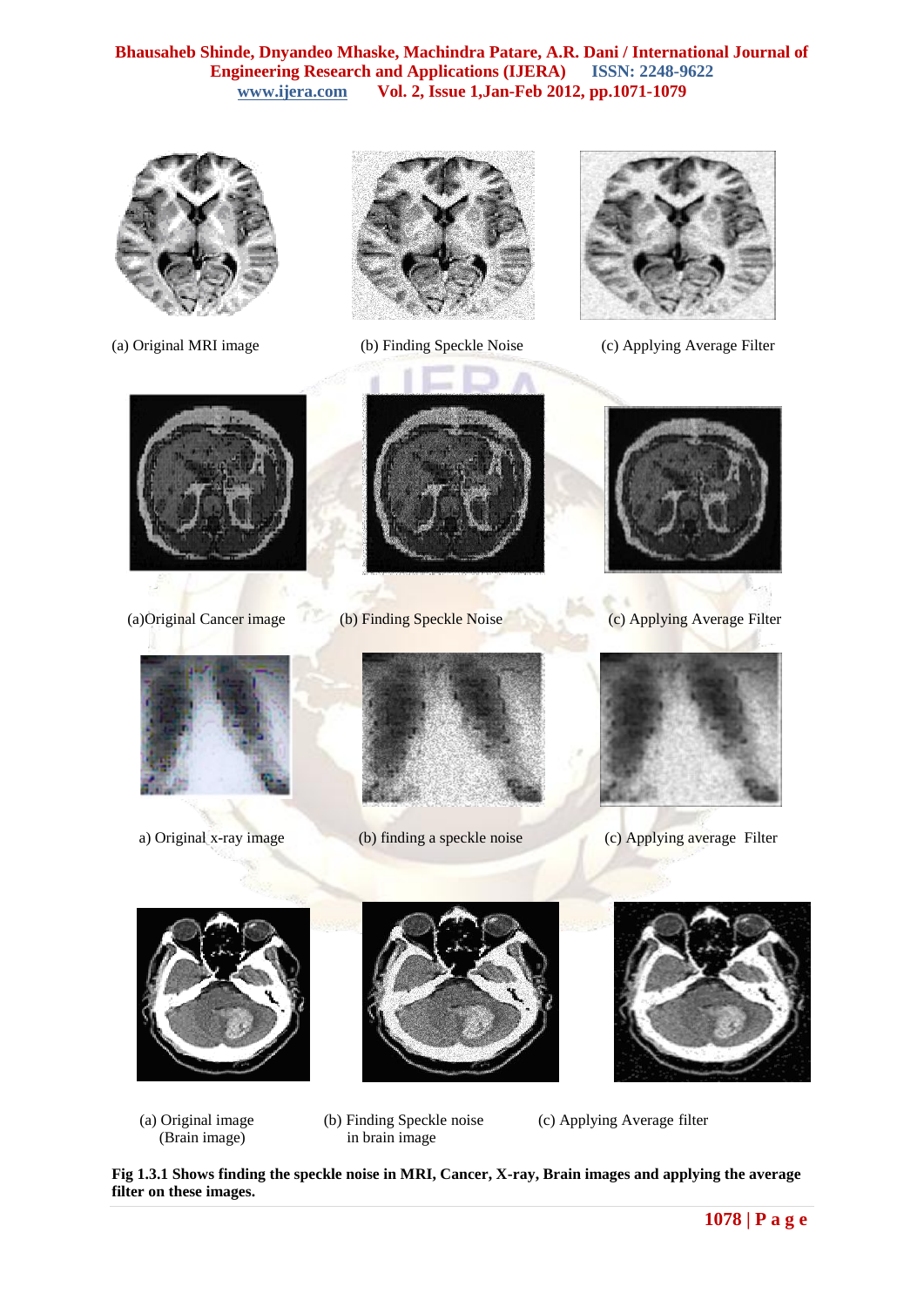(a) Original MRI image

(b) Finding Speckle Noise

(c) Applying Average Filter

(a)Original Cancer image

(b) Finding Speckle Noise

(c) Applying Average Filter

a) Original x-ray image

(b) finding a speckle noise

(c) Applying average Filter

(a) Original image (Brain image)

(b) Finding Speckle noise in brain image

(c) Applying Average filter

**Fig 1.3.1 Shows finding the speckle noise in MRI, Cancer, X-ray, Brain images and applying the average filter on these images.**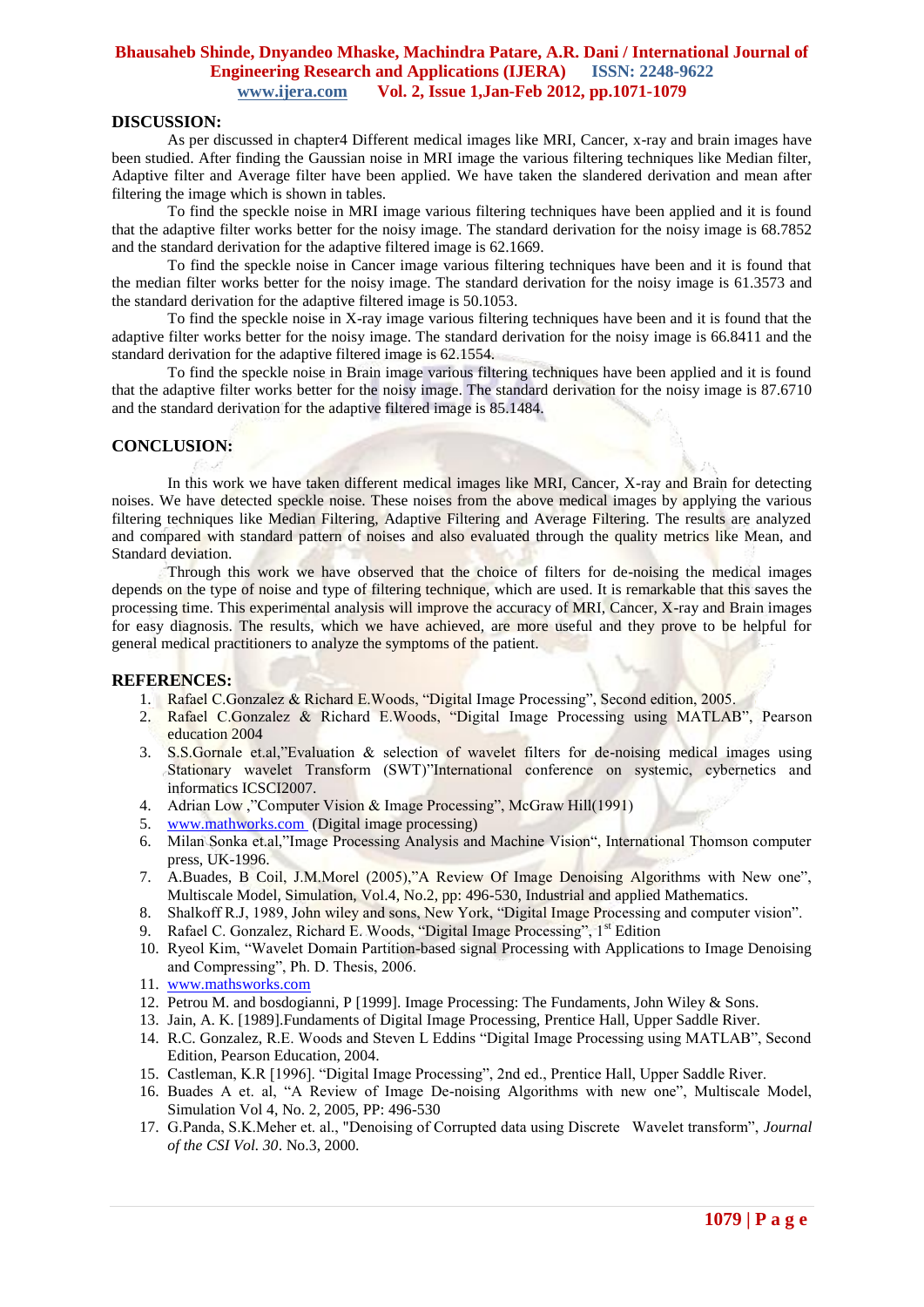## DISCUSSION:

As per discussed in chapter4 Different medical images like MRI, Cancer, x-ray and brain images have been studied. After finding the Gaussian noise in MRI image the various filtering techniques like Median filter, Adaptive filter and Average filter have been applied. We have taken the slandered derivation and mean after filtering the image which is shown in tables.

To find the speckle noise in MRI image various filtering techniques have been applied and it is found that the adaptive filter works better for the noisy image. The standard derivation for the noisy image is 68.7852 and the standard derivation for the adaptive filtered image is 62.1669.

To find the speckle noise in Cancer image various filtering techniques have been and it is found that the median filter works better for the noisy image. The standard derivation for the noisy image is 61.3573 and the standard derivation for the adaptive filtered image is 50.1053.

To find the speckle noise in X-ray image various filtering techniques have been and it is found that the adaptive filter works better for the noisy image. The standard derivation for the noisy image is 66.8411 and the standard derivation for the adaptive filtered image is 62.1554.

To find the speckle noise in Brain image various filtering techniques have been applied and it is found that the adaptive filter works better for the noisy image. The standard derivation for the noisy image is 87.6710 and the standard derivation for the adaptive filtered image is 85.1484.

## CONCLUSION:

In this work we have taken different medical images like MRI, Cancer, X-ray and Brain for detecting noises. We have detected speckle noise. These noises from the above medical images by applying the various filtering techniques like Median Filtering, Adaptive Filtering and Average Filtering. The results are analyzed and compared with standard pattern of noises and also evaluated through the quality metrics like Mean, and Standard deviation.

Through this work we have observed that the choice of filters for de-noising the medical images depends on the type of noise and type of filtering technique, which are used. It is remarkable that this saves the processing time. This experimental analysis will improve the accuracy of MRI, Cancer, X-ray and Brain images for easy diagnosis. The results, which we have achieved, are more useful and they prove to be helpful for general medical practitioners to analyze the symptoms of the patient.

## REFERENCES:

1. Rafael C.Gonzalez & Richard E.Woods, "Digital Image Processing", Second edition, 2005.
2. Rafael C.Gonzalez & Richard E.Woods, "Digital Image Processing using MATLAB", Pearson education 2004
3. S.S.Gornale et.al,"Evaluation & selection of wavelet filters for de-noising medical images using Stationary wavelet Transform (SWT)"International conference on systemic, cybernetics and informatics ICSCI2007.
4. Adrian Low ,"Computer Vision & Image Processing", McGraw Hill(1991)
5. www.mathworks.com (Digital image processing)
6. Milan Sonka et.al,"Image Processing Analysis and Machine Vision", International Thomson computer press, UK-1996.
7. A.Buades, B Coil, J.M.Morel (2005),"A Review Of Image Denoising Algorithms with New one", Multiscale Model, Simulation, Vol.4, No.2, pp: 496-530, Industrial and applied Mathematics.
8. Shalkoff R.J, 1989, John wiley and sons, New York, "Digital Image Processing and computer vision".
9. Rafael C. Gonzalez, Richard E. Woods, "Digital Image Processing", 1st Edition
10. Ryeol Kim, "Wavelet Domain Partition-based signal Processing with Applications to Image Denoising and Compressing", Ph. D. Thesis, 2006.
11. www.mathsworks.com
12. Petrou M. and bosdogianni, P [1999]. Image Processing: The Fundaments, John Wiley & Sons.
13. Jain, A. K. [1989].Fundaments of Digital Image Processing, Prentice Hall, Upper Saddle River.
14. R.C. Gonzalez, R.E. Woods and Steven L Eddins "Digital Image Processing using MATLAB", Second Edition, Pearson Education, 2004.
15. Castleman, K.R [1996]. "Digital Image Processing", 2nd ed., Prentice Hall, Upper Saddle River.
16. Buades A et. al, "A Review of Image De-noising Algorithms with new one", Multiscale Model, Simulation Vol 4, No. 2, 2005, PP: 496-530
17. G.Panda, S.K.Meher et. al., "Denoising of Corrupted data using Discrete Wavelet transform", *Journal of the CSI Vol. 30*. No.3, 2000.